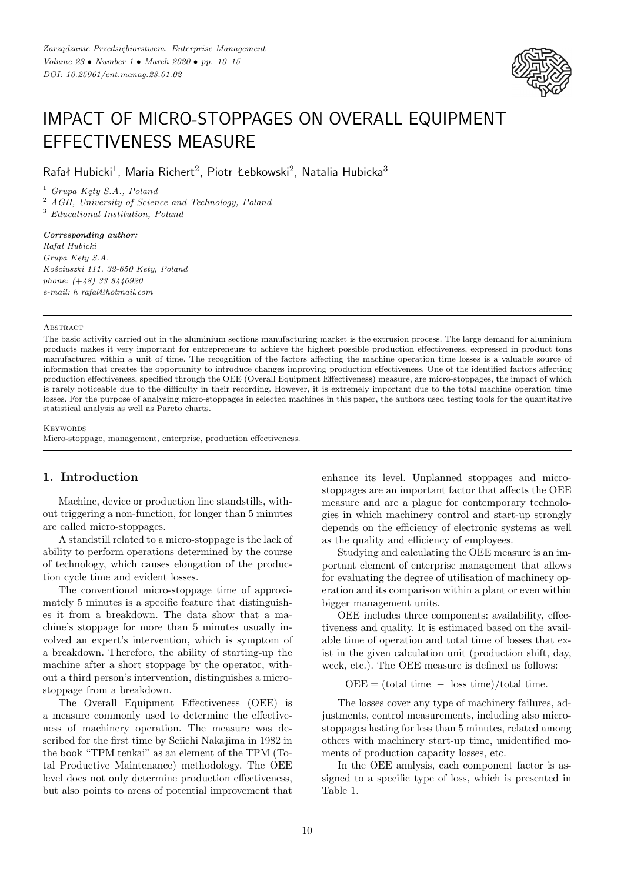# IMPACT OF MICRO-STOPPAGES ON OVERALL EQUIPMENT EFFECTIVENESS MEASURE

Rafał Hubicki[1], Maria Richert[2], Piotr Łebkowski[2], Natalia Hubicka[3]

[1] *Grupa Kęty S.A., Poland*
[2] *AGH, University of Science and Technology, Poland*
[3] *Educational Institution, Poland*

***Corresponding author:***
*Rafał Hubicki*
*Grupa Kęty S.A.*
*Kościuszki 111, 32-650 Kety, Poland*
*phone: (+48) 33 8446920*
*e-mail: h_rafal@hotmail.com*

Abstract

The basic activity carried out in the aluminium sections manufacturing market is the extrusion process. The large demand for aluminium products makes it very important for entrepreneurs to achieve the highest possible production effectiveness, expressed in product tons manufactured within a unit of time. The recognition of the factors affecting the machine operation time losses is a valuable source of information that creates the opportunity to introduce changes improving production effectiveness. One of the identified factors affecting production effectiveness, specified through the OEE (Overall Equipment Effectiveness) measure, are micro-stoppages, the impact of which is rarely noticeable due to the difficulty in their recording. However, it is extremely important due to the total machine operation time losses. For the purpose of analysing micro-stoppages in selected machines in this paper, the authors used testing tools for the quantitative statistical analysis as well as Pareto charts.

Keywords

Micro-stoppage, management, enterprise, production effectiveness.

## 1. Introduction

Machine, device or production line standstills, without triggering a non-function, for longer than 5 minutes are called micro-stoppages.

A standstill related to a micro-stoppage is the lack of ability to perform operations determined by the course of technology, which causes elongation of the production cycle time and evident losses.

The conventional micro-stoppage time of approximately 5 minutes is a specific feature that distinguishes it from a breakdown. The data show that a machine's stoppage for more than 5 minutes usually involved an expert's intervention, which is symptom of a breakdown. Therefore, the ability of starting-up the machine after a short stoppage by the operator, without a third person's intervention, distinguishes a micro-stoppage from a breakdown.

The Overall Equipment Effectiveness (OEE) is a measure commonly used to determine the effectiveness of machinery operation. The measure was described for the first time by Seiichi Nakajima in 1982 in the book "TPM tenkai" as an element of the TPM (Total Productive Maintenance) methodology. The OEE level does not only determine production effectiveness, but also points to areas of potential improvement that enhance its level. Unplanned stoppages and micro-stoppages are an important factor that affects the OEE measure and are a plague for contemporary technologies in which machinery control and start-up strongly depends on the efficiency of electronic systems as well as the quality and efficiency of employees.

Studying and calculating the OEE measure is an important element of enterprise management that allows for evaluating the degree of utilisation of machinery operation and its comparison within a plant or even within bigger management units.

OEE includes three components: availability, effectiveness and quality. It is estimated based on the available time of operation and total time of losses that exist in the given calculation unit (production shift, day, week, etc.). The OEE measure is defined as follows:

$$\text{OEE} = (\text{total time} - \text{loss time})/\text{total time}.$$

The losses cover any type of machinery failures, adjustments, control measurements, including also micro-stoppages lasting for less than 5 minutes, related among others with machinery start-up time, unidentified moments of production capacity losses, etc.

In the OEE analysis, each component factor is assigned to a specific type of loss, which is presented in Table 1.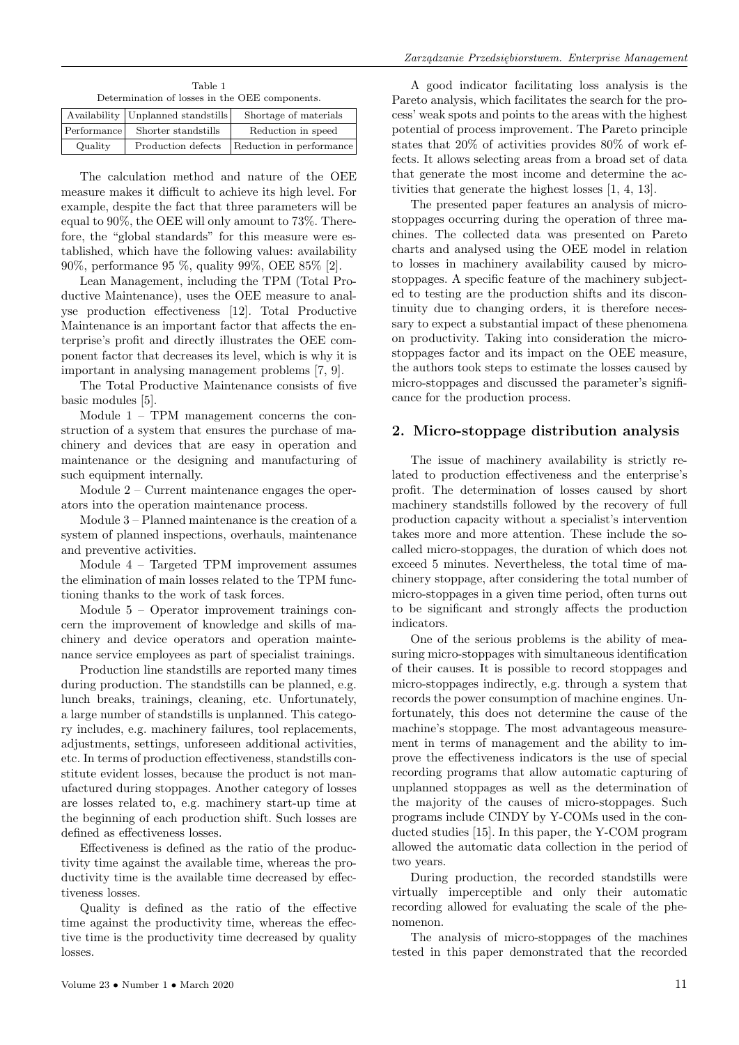Table 1
Determination of losses in the OEE components.

| Availability | Unplanned standstills | Shortage of materials |
|---|---|---|
| Performance | Shorter standstills | Reduction in speed |
| Quality | Production defects | Reduction in performance |

The calculation method and nature of the OEE measure makes it difficult to achieve its high level. For example, despite the fact that three parameters will be equal to 90%, the OEE will only amount to 73%. Therefore, the "global standards" for this measure were established, which have the following values: availability 90%, performance 95 %, quality 99%, OEE 85% [2].

Lean Management, including the TPM (Total Productive Maintenance), uses the OEE measure to analyse production effectiveness [12]. Total Productive Maintenance is an important factor that affects the enterprise's profit and directly illustrates the OEE component factor that decreases its level, which is why it is important in analysing management problems [7, 9].

The Total Productive Maintenance consists of five basic modules [5].

Module 1 – TPM management concerns the construction of a system that ensures the purchase of machinery and devices that are easy in operation and maintenance or the designing and manufacturing of such equipment internally.

Module 2 – Current maintenance engages the operators into the operation maintenance process.

Module 3 – Planned maintenance is the creation of a system of planned inspections, overhauls, maintenance and preventive activities.

Module 4 – Targeted TPM improvement assumes the elimination of main losses related to the TPM functioning thanks to the work of task forces.

Module 5 – Operator improvement trainings concern the improvement of knowledge and skills of machinery and device operators and operation maintenance service employees as part of specialist trainings.

Production line standstills are reported many times during production. The standstills can be planned, e.g. lunch breaks, trainings, cleaning, etc. Unfortunately, a large number of standstills is unplanned. This category includes, e.g. machinery failures, tool replacements, adjustments, settings, unforeseen additional activities, etc. In terms of production effectiveness, standstills constitute evident losses, because the product is not manufactured during stoppages. Another category of losses are losses related to, e.g. machinery start-up time at the beginning of each production shift. Such losses are defined as effectiveness losses.

Effectiveness is defined as the ratio of the productivity time against the available time, whereas the productivity time is the available time decreased by effectiveness losses.

Quality is defined as the ratio of the effective time against the productivity time, whereas the effective time is the productivity time decreased by quality losses.

A good indicator facilitating loss analysis is the Pareto analysis, which facilitates the search for the process' weak spots and points to the areas with the highest potential of process improvement. The Pareto principle states that 20% of activities provides 80% of work effects. It allows selecting areas from a broad set of data that generate the most income and determine the activities that generate the highest losses [1, 4, 13].

The presented paper features an analysis of micro-stoppages occurring during the operation of three machines. The collected data was presented on Pareto charts and analysed using the OEE model in relation to losses in machinery availability caused by micro-stoppages. A specific feature of the machinery subjected to testing are the production shifts and its discontinuity due to changing orders, it is therefore necessary to expect a substantial impact of these phenomena on productivity. Taking into consideration the micro-stoppages factor and its impact on the OEE measure, the authors took steps to estimate the losses caused by micro-stoppages and discussed the parameter's significance for the production process.

## 2. Micro-stoppage distribution analysis

The issue of machinery availability is strictly related to production effectiveness and the enterprise's profit. The determination of losses caused by short machinery standstills followed by the recovery of full production capacity without a specialist's intervention takes more and more attention. These include the so-called micro-stoppages, the duration of which does not exceed 5 minutes. Nevertheless, the total time of machinery stoppage, after considering the total number of micro-stoppages in a given time period, often turns out to be significant and strongly affects the production indicators.

One of the serious problems is the ability of measuring micro-stoppages with simultaneous identification of their causes. It is possible to record stoppages and micro-stoppages indirectly, e.g. through a system that records the power consumption of machine engines. Unfortunately, this does not determine the cause of the machine's stoppage. The most advantageous measurement in terms of management and the ability to improve the effectiveness indicators is the use of special recording programs that allow automatic capturing of unplanned stoppages as well as the determination of the majority of the causes of micro-stoppages. Such programs include CINDY by Y-COMs used in the conducted studies [15]. In this paper, the Y-COM program allowed the automatic data collection in the period of two years.

During production, the recorded standstills were virtually imperceptible and only their automatic recording allowed for evaluating the scale of the phenomenon.

The analysis of micro-stoppages of the machines tested in this paper demonstrated that the recorded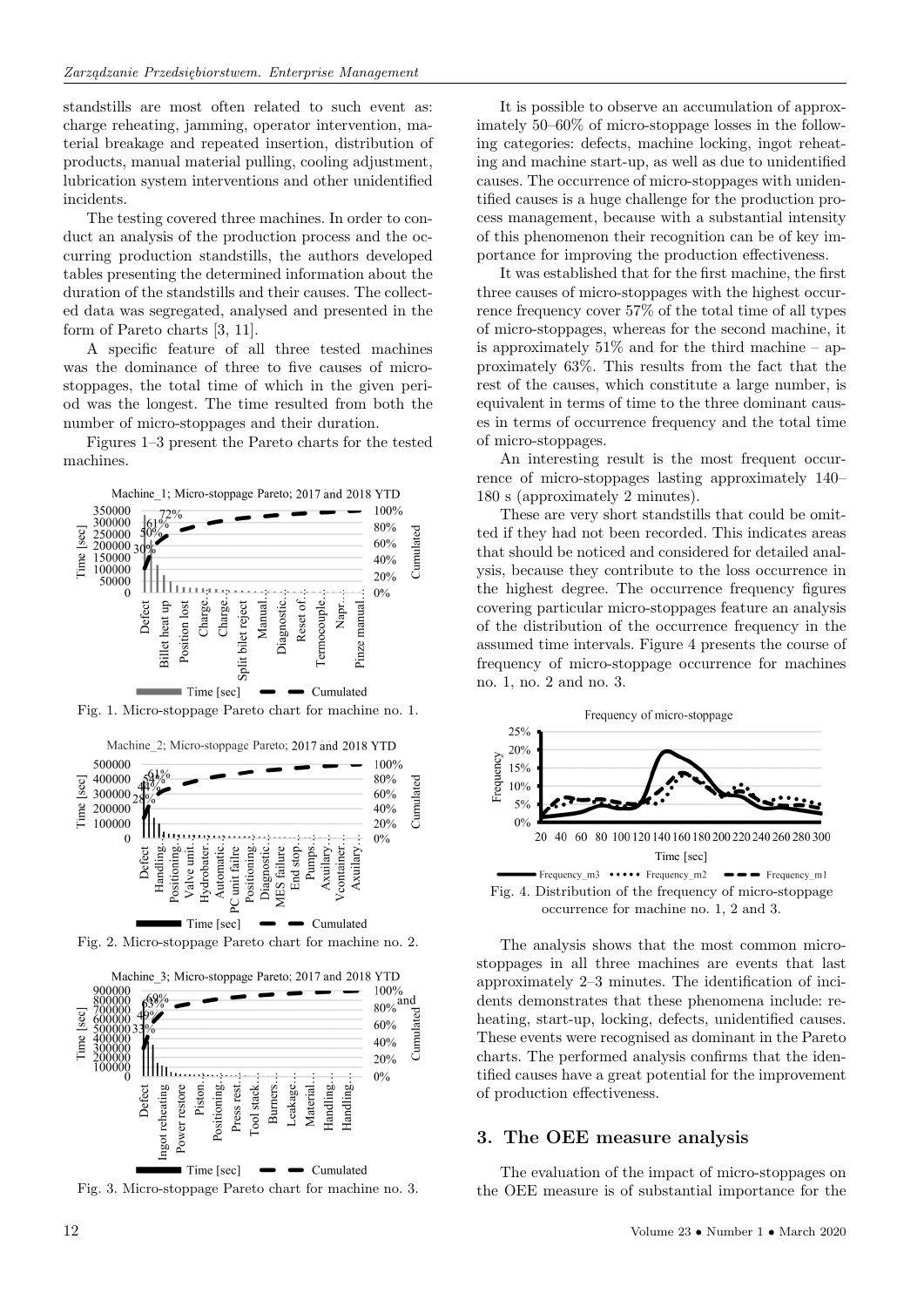standstills are most often related to such event as: charge reheating, jamming, operator intervention, material breakage and repeated insertion, distribution of products, manual material pulling, cooling adjustment, lubrication system interventions and other unidentified incidents.

The testing covered three machines. In order to conduct an analysis of the production process and the occurring production standstills, the authors developed tables presenting the determined information about the duration of the standstills and their causes. The collected data was segregated, analysed and presented in the form of Pareto charts [3, 11].

A specific feature of all three tested machines was the dominance of three to five causes of micro-stoppages, the total time of which in the given period was the longest. The time resulted from both the number of micro-stoppages and their duration.

Figures 1–3 present the Pareto charts for the tested machines.

Fig. 1. Micro-stoppage Pareto chart for machine no. 1.

Fig. 2. Micro-stoppage Pareto chart for machine no. 2.

Fig. 3. Micro-stoppage Pareto chart for machine no. 3.

It is possible to observe an accumulation of approximately 50–60% of micro-stoppage losses in the following categories: defects, machine locking, ingot reheating and machine start-up, as well as due to unidentified causes. The occurrence of micro-stoppages with unidentified causes is a huge challenge for the production process management, because with a substantial intensity of this phenomenon their recognition can be of key importance for improving the production effectiveness.

It was established that for the first machine, the first three causes of micro-stoppages with the highest occurrence frequency cover 57% of the total time of all types of micro-stoppages, whereas for the second machine, it is approximately 51% and for the third machine – approximately 63%. This results from the fact that the rest of the causes, which constitute a large number, is equivalent in terms of time to the three dominant causes in terms of occurrence frequency and the total time of micro-stoppages.

An interesting result is the most frequent occurrence of micro-stoppages lasting approximately 140–180 s (approximately 2 minutes).

These are very short standstills that could be omitted if they had not been recorded. This indicates areas that should be noticed and considered for detailed analysis, because they contribute to the loss occurrence in the highest degree. The occurrence frequency figures covering particular micro-stoppages feature an analysis of the distribution of the occurrence frequency in the assumed time intervals. Figure 4 presents the course of frequency of micro-stoppage occurrence for machines no. 1, no. 2 and no. 3.

Fig. 4. Distribution of the frequency of micro-stoppage occurrence for machine no. 1, 2 and 3.

The analysis shows that the most common micro-stoppages in all three machines are events that last approximately 2–3 minutes. The identification of incidents demonstrates that these phenomena include: reheating, start-up, locking, defects, unidentified causes. These events were recognised as dominant in the Pareto charts. The performed analysis confirms that the identified causes have a great potential for the improvement of production effectiveness.

## 3. The OEE measure analysis

The evaluation of the impact of micro-stoppages on the OEE measure is of substantial importance for the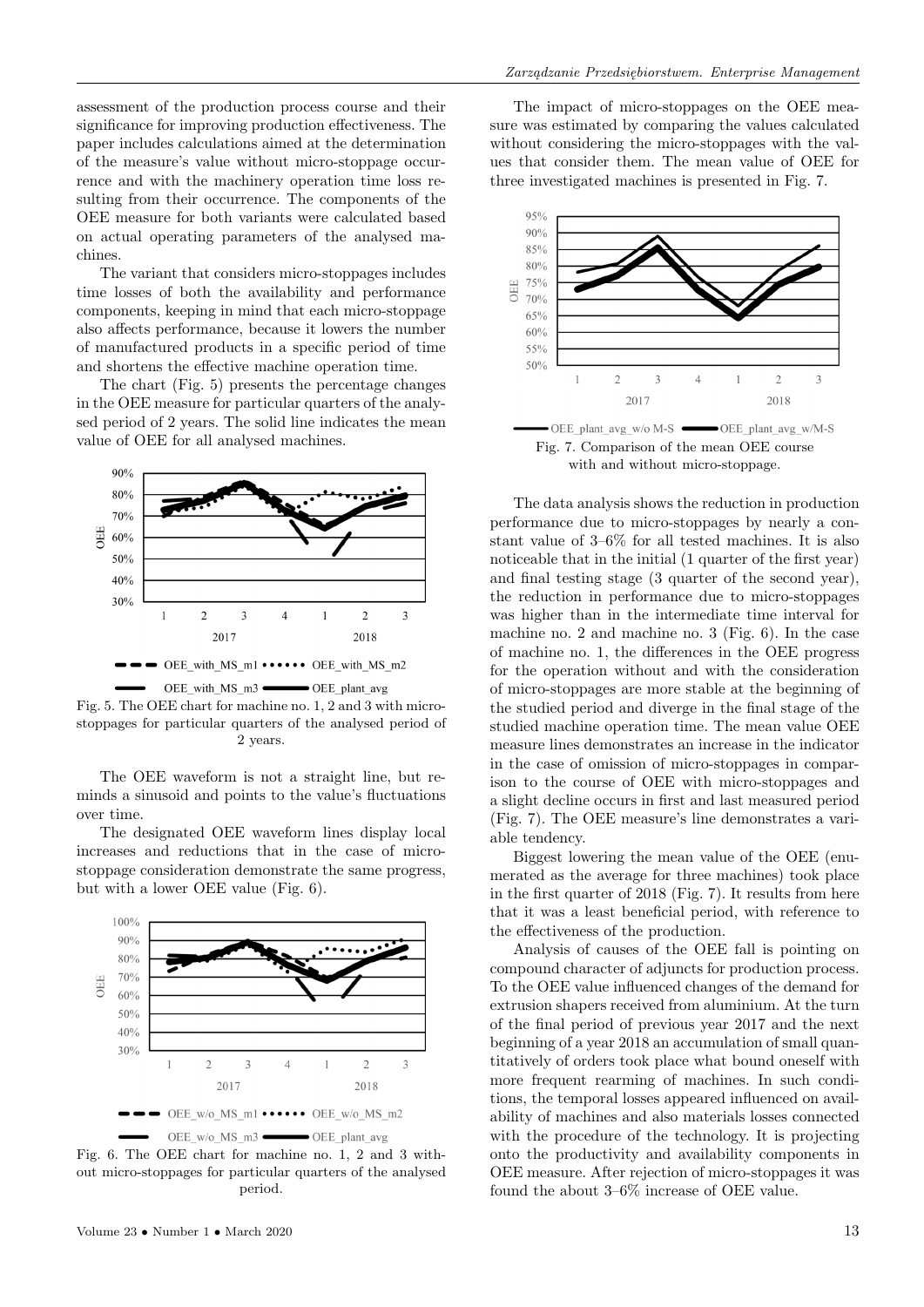assessment of the production process course and their significance for improving production effectiveness. The paper includes calculations aimed at the determination of the measure's value without micro-stoppage occurrence and with the machinery operation time loss resulting from their occurrence. The components of the OEE measure for both variants were calculated based on actual operating parameters of the analysed machines.

The variant that considers micro-stoppages includes time losses of both the availability and performance components, keeping in mind that each micro-stoppage also affects performance, because it lowers the number of manufactured products in a specific period of time and shortens the effective machine operation time.

The chart (Fig. 5) presents the percentage changes in the OEE measure for particular quarters of the analysed period of 2 years. The solid line indicates the mean value of OEE for all analysed machines.

Fig. 5. The OEE chart for machine no. 1, 2 and 3 with micro-stoppages for particular quarters of the analysed period of 2 years.

The OEE waveform is not a straight line, but reminds a sinusoid and points to the value's fluctuations over time.

The designated OEE waveform lines display local increases and reductions that in the case of micro-stoppage consideration demonstrate the same progress, but with a lower OEE value (Fig. 6).

Fig. 6. The OEE chart for machine no. 1, 2 and 3 without micro-stoppages for particular quarters of the analysed period.

The impact of micro-stoppages on the OEE measure was estimated by comparing the values calculated without considering the micro-stoppages with the values that consider them. The mean value of OEE for three investigated machines is presented in Fig. 7.

Fig. 7. Comparison of the mean OEE course with and without micro-stoppage.

The data analysis shows the reduction in production performance due to micro-stoppages by nearly a constant value of 3–6% for all tested machines. It is also noticeable that in the initial (1 quarter of the first year) and final testing stage (3 quarter of the second year), the reduction in performance due to micro-stoppages was higher than in the intermediate time interval for machine no. 2 and machine no. 3 (Fig. 6). In the case of machine no. 1, the differences in the OEE progress for the operation without and with the consideration of micro-stoppages are more stable at the beginning of the studied period and diverge in the final stage of the studied machine operation time. The mean value OEE measure lines demonstrates an increase in the indicator in the case of omission of micro-stoppages in comparison to the course of OEE with micro-stoppages and a slight decline occurs in first and last measured period (Fig. 7). The OEE measure's line demonstrates a variable tendency.

Biggest lowering the mean value of the OEE (enumerated as the average for three machines) took place in the first quarter of 2018 (Fig. 7). It results from here that it was a least beneficial period, with reference to the effectiveness of the production.

Analysis of causes of the OEE fall is pointing on compound character of adjuncts for production process. To the OEE value influenced changes of the demand for extrusion shapers received from aluminium. At the turn of the final period of previous year 2017 and the next beginning of a year 2018 an accumulation of small quantitatively of orders took place what bound oneself with more frequent rearming of machines. In such conditions, the temporal losses appeared influenced on availability of machines and also materials losses connected with the procedure of the technology. It is projecting onto the productivity and availability components in OEE measure. After rejection of micro-stoppages it was found the about 3–6% increase of OEE value.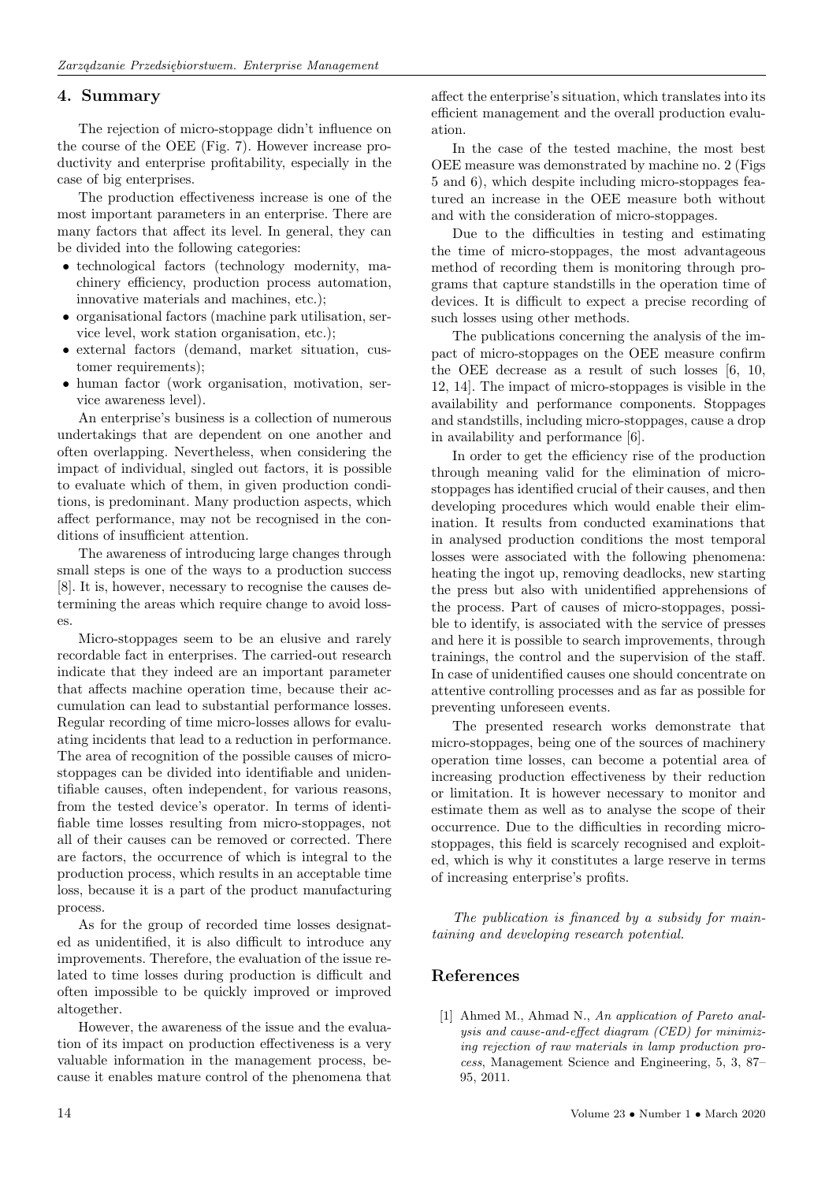## 4. Summary

The rejection of micro-stoppage didn't influence on the course of the OEE (Fig. 7). However increase productivity and enterprise profitability, especially in the case of big enterprises.

The production effectiveness increase is one of the most important parameters in an enterprise. There are many factors that affect its level. In general, they can be divided into the following categories:

- technological factors (technology modernity, machinery efficiency, production process automation, innovative materials and machines, etc.);
- organisational factors (machine park utilisation, service level, work station organisation, etc.);
- external factors (demand, market situation, customer requirements);
- human factor (work organisation, motivation, service awareness level).

An enterprise's business is a collection of numerous undertakings that are dependent on one another and often overlapping. Nevertheless, when considering the impact of individual, singled out factors, it is possible to evaluate which of them, in given production conditions, is predominant. Many production aspects, which affect performance, may not be recognised in the conditions of insufficient attention.

The awareness of introducing large changes through small steps is one of the ways to a production success [8]. It is, however, necessary to recognise the causes determining the areas which require change to avoid losses.

Micro-stoppages seem to be an elusive and rarely recordable fact in enterprises. The carried-out research indicate that they indeed are an important parameter that affects machine operation time, because their accumulation can lead to substantial performance losses. Regular recording of time micro-losses allows for evaluating incidents that lead to a reduction in performance. The area of recognition of the possible causes of micro-stoppages can be divided into identifiable and unidentifiable causes, often independent, for various reasons, from the tested device's operator. In terms of identifiable time losses resulting from micro-stoppages, not all of their causes can be removed or corrected. There are factors, the occurrence of which is integral to the production process, which results in an acceptable time loss, because it is a part of the product manufacturing process.

As for the group of recorded time losses designated as unidentified, it is also difficult to introduce any improvements. Therefore, the evaluation of the issue related to time losses during production is difficult and often impossible to be quickly improved or improved altogether.

However, the awareness of the issue and the evaluation of its impact on production effectiveness is a very valuable information in the management process, because it enables mature control of the phenomena that affect the enterprise's situation, which translates into its efficient management and the overall production evaluation.

In the case of the tested machine, the most best OEE measure was demonstrated by machine no. 2 (Figs 5 and 6), which despite including micro-stoppages featured an increase in the OEE measure both without and with the consideration of micro-stoppages.

Due to the difficulties in testing and estimating the time of micro-stoppages, the most advantageous method of recording them is monitoring through programs that capture standstills in the operation time of devices. It is difficult to expect a precise recording of such losses using other methods.

The publications concerning the analysis of the impact of micro-stoppages on the OEE measure confirm the OEE decrease as a result of such losses [6, 10, 12, 14]. The impact of micro-stoppages is visible in the availability and performance components. Stoppages and standstills, including micro-stoppages, cause a drop in availability and performance [6].

In order to get the efficiency rise of the production through meaning valid for the elimination of micro-stoppages has identified crucial of their causes, and then developing procedures which would enable their elimination. It results from conducted examinations that in analysed production conditions the most temporal losses were associated with the following phenomena: heating the ingot up, removing deadlocks, new starting the press but also with unidentified apprehensions of the process. Part of causes of micro-stoppages, possible to identify, is associated with the service of presses and here it is possible to search improvements, through trainings, the control and the supervision of the staff. In case of unidentified causes one should concentrate on attentive controlling processes and as far as possible for preventing unforeseen events.

The presented research works demonstrate that micro-stoppages, being one of the sources of machinery operation time losses, can become a potential area of increasing production effectiveness by their reduction or limitation. It is however necessary to monitor and estimate them as well as to analyse the scope of their occurrence. Due to the difficulties in recording micro-stoppages, this field is scarcely recognised and exploited, which is why it constitutes a large reserve in terms of increasing enterprise's profits.

*The publication is financed by a subsidy for maintaining and developing research potential.*

## References

[1] Ahmed M., Ahmad N., *An application of Pareto analysis and cause-and-effect diagram (CED) for minimizing rejection of raw materials in lamp production process*, Management Science and Engineering, 5, 3, 87–95, 2011.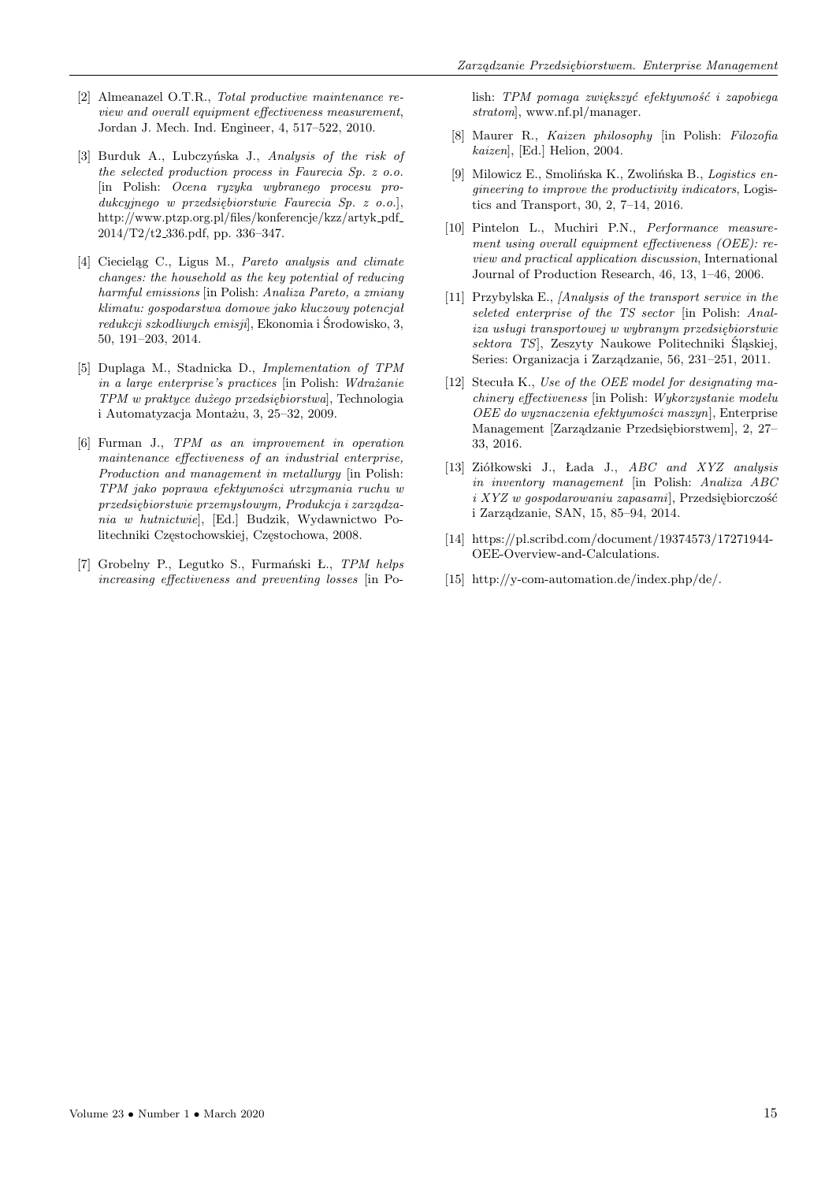[2] Almeanazel O.T.R., *Total productive maintenance review and overall equipment effectiveness measurement*, Jordan J. Mech. Ind. Engineer, 4, 517–522, 2010.

[3] Burduk A., Lubczyńska J., *Analysis of the risk of the selected production process in Faurecia Sp. z o.o.* [in Polish: *Ocena ryzyka wybranego procesu produkcyjnego w przedsiębiorstwie Faurecia Sp. z o.o.*], http://www.ptzp.org.pl/files/konferencje/kzz/artyk_pdf_2014/T2/t2_336.pdf, pp. 336–347.

[4] Ciecieląg C., Ligus M., *Pareto analysis and climate changes: the household as the key potential of reducing harmful emissions* [in Polish: *Analiza Pareto, a zmiany klimatu: gospodarstwa domowe jako kluczowy potencjał redukcji szkodliwych emisji*], Ekonomia i Środowisko, 3, 50, 191–203, 2014.

[5] Duplaga M., Stadnicka D., *Implementation of TPM in a large enterprise's practices* [in Polish: *Wdrażanie TPM w praktyce dużego przedsiębiorstwa*], Technologia i Automatyzacja Montażu, 3, 25–32, 2009.

[6] Furman J., *TPM as an improvement in operation maintenance effectiveness of an industrial enterprise, Production and management in metallurgy* [in Polish: *TPM jako poprawa efektywności utrzymania ruchu w przedsiębiorstwie przemysłowym, Produkcja i zarządzania w hutnictwie*], [Ed.] Budzik, Wydawnictwo Politechniki Częstochowskiej, Częstochowa, 2008.

[7] Grobelny P., Legutko S., Furmański Ł., *TPM helps increasing effectiveness and preventing losses* [in Polish: *TPM pomaga zwiększyć efektywność i zapobiega stratom*], www.nf.pl/manager.

[8] Maurer R., *Kaizen philosophy* [in Polish: *Filozofia kaizen*], [Ed.] Helion, 2004.

[9] Milowicz E., Smolińska K., Zwolińska B., *Logistics engineering to improve the productivity indicators*, Logistics and Transport, 30, 2, 7–14, 2016.

[10] Pintelon L., Muchiri P.N., *Performance measurement using overall equipment effectiveness (OEE): review and practical application discussion*, International Journal of Production Research, 46, 13, 1–46, 2006.

[11] Przybylska E., *[Analysis of the transport service in the seleted enterprise of the TS sector* [in Polish: *Analiza usługi transportowej w wybranym przedsiębiorstwie sektora TS*], Zeszyty Naukowe Politechniki Śląskiej, Series: Organizacja i Zarządzanie, 56, 231–251, 2011.

[12] Stecuła K., *Use of the OEE model for designating machinery effectiveness* [in Polish: *Wykorzystanie modelu OEE do wyznaczenia efektywności maszyn*], Enterprise Management [Zarządzanie Przedsiębiorstwem], 2, 27–33, 2016.

[13] Ziółkowski J., Łada J., *ABC and XYZ analysis in inventory management* [in Polish: *Analiza ABC i XYZ w gospodarowaniu zapasami*], Przedsiębiorczość i Zarządzanie, SAN, 15, 85–94, 2014.

[14] https://pl.scribd.com/document/19374573/17271944-OEE-Overview-and-Calculations.

[15] http://y-com-automation.de/index.php/de/.